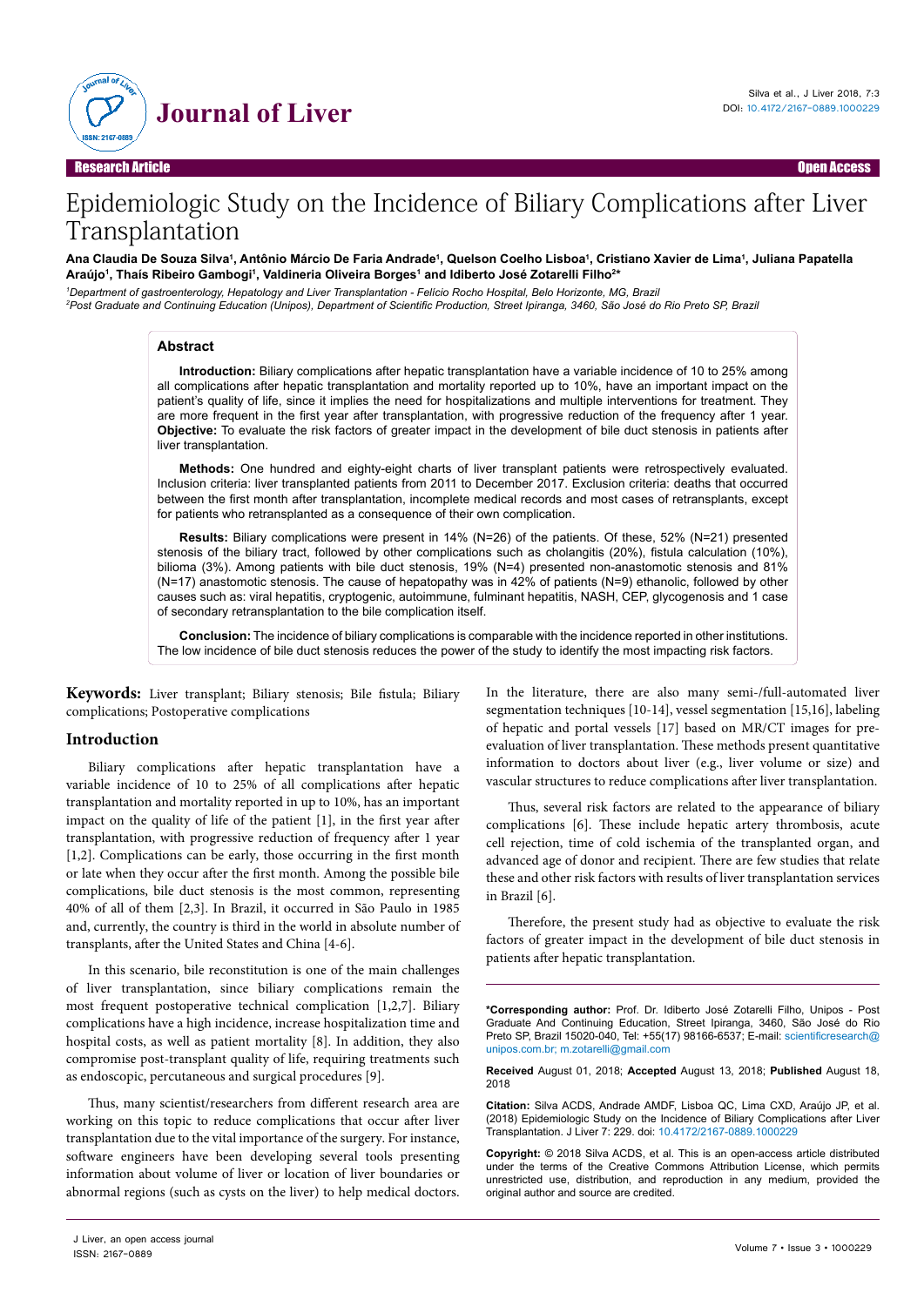Research Article

Open Access

# Epidemiologic Study on the Incidence of Biliary Complications after Liver Transplantation

**Ana Claudia De Souza Silva[1], Antônio Márcio De Faria Andrade[1], Quelson Coelho Lisboa[1], Cristiano Xavier de Lima[1], Juliana Papatella Araújo[1], Thaís Ribeiro Gambogi[1], Valdineria Oliveira Borges[1] and Idiberto José Zotarelli Filho[2]***

[1]*Department of gastroenterology, Hepatology and Liver Transplantation - Felício Rocho Hospital, Belo Horizonte, MG, Brazil*
[2]*Post Graduate and Continuing Education (Unipos), Department of Scientific Production, Street Ipiranga, 3460, São José do Rio Preto SP, Brazil*

## Abstract

**Introduction:** Biliary complications after hepatic transplantation have a variable incidence of 10 to 25% among all complications after hepatic transplantation and mortality reported up to 10%, have an important impact on the patient's quality of life, since it implies the need for hospitalizations and multiple interventions for treatment. They are more frequent in the first year after transplantation, with progressive reduction of the frequency after 1 year. **Objective:** To evaluate the risk factors of greater impact in the development of bile duct stenosis in patients after liver transplantation.

**Methods:** One hundred and eighty-eight charts of liver transplant patients were retrospectively evaluated. Inclusion criteria: liver transplanted patients from 2011 to December 2017. Exclusion criteria: deaths that occurred between the first month after transplantation, incomplete medical records and most cases of retransplants, except for patients who retransplanted as a consequence of their own complication.

**Results:** Biliary complications were present in 14% (N=26) of the patients. Of these, 52% (N=21) presented stenosis of the biliary tract, followed by other complications such as cholangitis (20%), fistula calculation (10%), bilioma (3%). Among patients with bile duct stenosis, 19% (N=4) presented non-anastomotic stenosis and 81% (N=17) anastomotic stenosis. The cause of hepatopathy was in 42% of patients (N=9) ethanolic, followed by other causes such as: viral hepatitis, cryptogenic, autoimmune, fulminant hepatitis, NASH, CEP, glycogenosis and 1 case of secondary retransplantation to the bile complication itself.

**Conclusion:** The incidence of biliary complications is comparable with the incidence reported in other institutions. The low incidence of bile duct stenosis reduces the power of the study to identify the most impacting risk factors.

**Keywords:** Liver transplant; Biliary stenosis; Bile fistula; Biliary complications; Postoperative complications

## Introduction

Biliary complications after hepatic transplantation have a variable incidence of 10 to 25% of all complications after hepatic transplantation and mortality reported in up to 10%, has an important impact on the quality of life of the patient [1], in the first year after transplantation, with progressive reduction of frequency after 1 year [1,2]. Complications can be early, those occurring in the first month or late when they occur after the first month. Among the possible bile complications, bile duct stenosis is the most common, representing 40% of all of them [2,3]. In Brazil, it occurred in São Paulo in 1985 and, currently, the country is third in the world in absolute number of transplants, after the United States and China [4-6].

In this scenario, bile reconstitution is one of the main challenges of liver transplantation, since biliary complications remain the most frequent postoperative technical complication [1,2,7]. Biliary complications have a high incidence, increase hospitalization time and hospital costs, as well as patient mortality [8]. In addition, they also compromise post-transplant quality of life, requiring treatments such as endoscopic, percutaneous and surgical procedures [9].

Thus, many scientist/researchers from different research area are working on this topic to reduce complications that occur after liver transplantation due to the vital importance of the surgery. For instance, software engineers have been developing several tools presenting information about volume of liver or location of liver boundaries or abnormal regions (such as cysts on the liver) to help medical doctors. In the literature, there are also many semi-/full-automated liver segmentation techniques [10-14], vessel segmentation [15,16], labeling of hepatic and portal vessels [17] based on MR/CT images for pre-evaluation of liver transplantation. These methods present quantitative information to doctors about liver (e.g., liver volume or size) and vascular structures to reduce complications after liver transplantation.

Thus, several risk factors are related to the appearance of biliary complications [6]. These include hepatic artery thrombosis, acute cell rejection, time of cold ischemia of the transplanted organ, and advanced age of donor and recipient. There are few studies that relate these and other risk factors with results of liver transplantation services in Brazil [6].

Therefore, the present study had as objective to evaluate the risk factors of greater impact in the development of bile duct stenosis in patients after hepatic transplantation.

**\*Corresponding author:** Prof. Dr. Idiberto José Zotarelli Filho, Unipos - Post Graduate And Continuing Education, Street Ipiranga, 3460, São José do Rio Preto SP, Brazil 15020-040, Tel: +55(17) 98166-6537; E-mail: scientificresearch@unipos.com.br; m.zotarelli@gmail.com

**Received** August 01, 2018; **Accepted** August 13, 2018; **Published** August 18, 2018

**Citation:** Silva ACDS, Andrade AMDF, Lisboa QC, Lima CXD, Araújo JP, et al. (2018) Epidemiologic Study on the Incidence of Biliary Complications after Liver Transplantation. J Liver 7: 229. doi: 10.4172/2167-0889.1000229

**Copyright:** © 2018 Silva ACDS, et al. This is an open-access article distributed under the terms of the Creative Commons Attribution License, which permits unrestricted use, distribution, and reproduction in any medium, provided the original author and source are credited.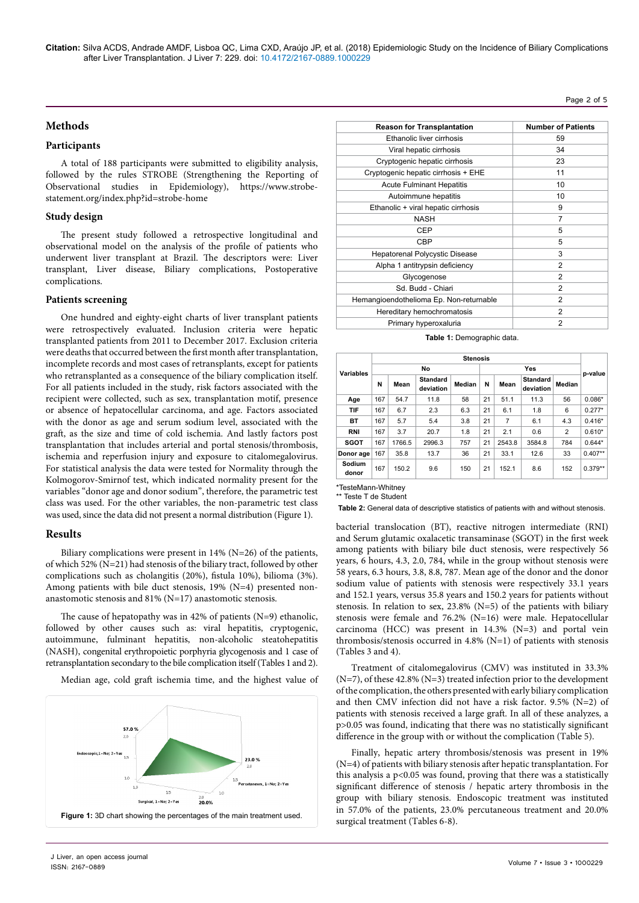## Methods

### Participants

A total of 188 participants were submitted to eligibility analysis, followed by the rules STROBE (Strengthening the Reporting of Observational studies in Epidemiology), https://www.strobe-statement.org/index.php?id=strobe-home

### Study design

The present study followed a retrospective longitudinal and observational model on the analysis of the profile of patients who underwent liver transplant at Brazil. The descriptors were: Liver transplant, Liver disease, Biliary complications, Postoperative complications.

### Patients screening

One hundred and eighty-eight charts of liver transplant patients were retrospectively evaluated. Inclusion criteria were hepatic transplanted patients from 2011 to December 2017. Exclusion criteria were deaths that occurred between the first month after transplantation, incomplete records and most cases of retransplants, except for patients who retransplanted as a consequence of the biliary complication itself. For all patients included in the study, risk factors associated with the recipient were collected, such as sex, transplantation motif, presence or absence of hepatocellular carcinoma, and age. Factors associated with the donor as age and serum sodium level, associated with the graft, as the size and time of cold ischemia. And lastly factors post transplantation that includes arterial and portal stenosis/thrombosis, ischemia and reperfusion injury and exposure to citalomegalovirus. For statistical analysis the data were tested for Normality through the Kolmogorov-Smirnof test, which indicated normality present for the variables "donor age and donor sodium", therefore, the parametric test class was used. For the other variables, the non-parametric test class was used, since the data did not present a normal distribution (Figure 1).

## Results

Biliary complications were present in 14% (N=26) of the patients, of which 52% (N=21) had stenosis of the biliary tract, followed by other complications such as cholangitis (20%), fistula 10%), bilioma (3%). Among patients with bile duct stenosis, 19% (N=4) presented non-anastomotic stenosis and 81% (N=17) anastomotic stenosis.

The cause of hepatopathy was in 42% of patients (N=9) ethanolic, followed by other causes such as: viral hepatitis, cryptogenic, autoimmune, fulminant hepatitis, non-alcoholic steatohepatitis (NASH), congenital erythropoietic porphyria glycogenosis and 1 case of retransplantation secondary to the bile complication itself (Tables 1 and 2).

Median age, cold graft ischemia time, and the highest value of bacterial translocation (BT), reactive nitrogen intermediate (RNI) and Serum glutamic oxalacetic transaminase (SGOT) in the first week among patients with biliary bile duct stenosis, were respectively 56 years, 6 hours, 4.3, 2.0, 784, while in the group without stenosis were 58 years, 6.3 hours, 3.8, 8.8, 787. Mean age of the donor and the donor sodium value of patients with stenosis were respectively 33.1 years and 152.1 years, versus 35.8 years and 150.2 years for patients without stenosis. In relation to sex, 23.8% (N=5) of the patients with biliary stenosis were female and 76.2% (N=16) were male. Hepatocellular carcinoma (HCC) was present in 14.3% (N=3) and portal vein thrombosis/stenosis occurred in 4.8% (N=1) of patients with stenosis (Tables 3 and 4).

Treatment of citalomegalovirus (CMV) was instituted in 33.3% (N=7), of these 42.8% (N=3) treated infection prior to the development of the complication, the others presented with early biliary complication and then CMV infection did not have a risk factor. 9.5% (N=2) of patients with stenosis received a large graft. In all of these analyzes, a p>0.05 was found, indicating that there was no statistically significant difference in the group with or without the complication (Table 5).

Finally, hepatic artery thrombosis/stenosis was present in 19% (N=4) of patients with biliary stenosis after hepatic transplantation. For this analysis a p<0.05 was found, proving that there was a statistically significant difference of stenosis / hepatic artery thrombosis in the group with biliary stenosis. Endoscopic treatment was instituted in 57.0% of the patients, 23.0% percutaneous treatment and 20.0% surgical treatment (Tables 6-8).

Figure 1: 3D chart showing the percentages of the main treatment used.

| Reason for Transplantation | Number of Patients |
|---|---|
| Ethanolic liver cirrhosis | 59 |
| Viral hepatic cirrhosis | 34 |
| Cryptogenic hepatic cirrhosis | 23 |
| Cryptogenic hepatic cirrhosis + EHE | 11 |
| Acute Fulminant Hepatitis | 10 |
| Autoimmune hepatitis | 10 |
| Ethanolic + viral hepatic cirrhosis | 9 |
| NASH | 7 |
| CEP | 5 |
| CBP | 5 |
| Hepatorenal Polycystic Disease | 3 |
| Alpha 1 antitrypsin deficiency | 2 |
| Glycogenose | 2 |
| Sd. Budd - Chiari | 2 |
| Hemangioendothelioma Ep. Non-returnable | 2 |
| Hereditary hemochromatosis | 2 |
| Primary hyperoxaluria | 2 |

**Table 1:** Demographic data.

| Variables | Stenosis | | | | | | | | p-value |
|---|---|---|---|---|---|---|---|---|---|
| | No | | | | Yes | | | | |
| | N | Mean | Standard deviation | Median | N | Mean | Standard deviation | Median | |
| Age | 167 | 54.7 | 11.8 | 58 | 21 | 51.1 | 11.3 | 56 | 0.086* |
| TIF | 167 | 6.7 | 2.3 | 6.3 | 21 | 6.1 | 1.8 | 6 | 0.277* |
| BT | 167 | 5.7 | 5.4 | 3.8 | 21 | 7 | 6.1 | 4.3 | 0.416* |
| RNI | 167 | 3.7 | 20.7 | 1.8 | 21 | 2.1 | 0.6 | 2 | 0.610* |
| SGOT | 167 | 1766.5 | 2996.3 | 757 | 21 | 2543.8 | 3584.8 | 784 | 0.644* |
| Donor age | 167 | 35.8 | 13.7 | 36 | 21 | 33.1 | 12.6 | 33 | 0.407** |
| Sodium donor | 167 | 150.2 | 9.6 | 150 | 21 | 152.1 | 8.6 | 152 | 0.379** |

*TesteMann-Whitney

** Teste T de Student

**Table 2:** General data of descriptive statistics of patients with and without stenosis.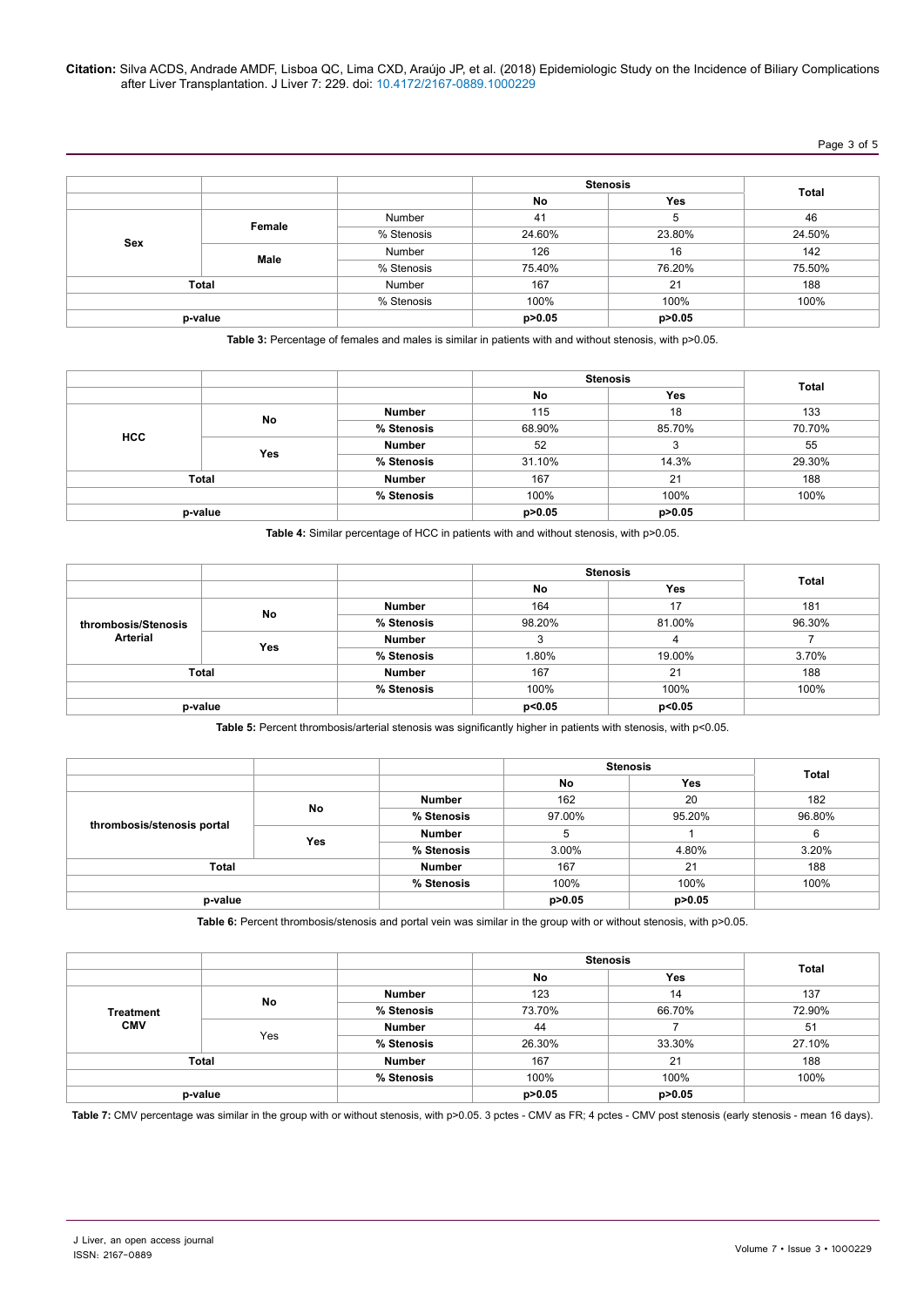| | | | Stenosis | | Total |
|---|---|---|---|---|---|
| | | | No | Yes | |
| Sex | Female | Number | 41 | 5 | 46 |
| | | % Stenosis | 24.60% | 23.80% | 24.50% |
| | Male | Number | 126 | 16 | 142 |
| | | % Stenosis | 75.40% | 76.20% | 75.50% |
| Total | | Number | 167 | 21 | 188 |
| | | % Stenosis | 100% | 100% | 100% |
| p-value | | | p>0.05 | p>0.05 | |

**Table 3:** Percentage of females and males is similar in patients with and without stenosis, with p>0.05.

| | | | Stenosis | | Total |
|---|---|---|---|---|---|
| | | | No | Yes | |
| HCC | No | Number | 115 | 18 | 133 |
| | | % Stenosis | 68.90% | 85.70% | 70.70% |
| | Yes | Number | 52 | 3 | 55 |
| | | % Stenosis | 31.10% | 14.3% | 29.30% |
| Total | | Number | 167 | 21 | 188 |
| | | % Stenosis | 100% | 100% | 100% |
| p-value | | | p>0.05 | p>0.05 | |

**Table 4:** Similar percentage of HCC in patients with and without stenosis, with p>0.05.

| | | | Stenosis | | Total |
|---|---|---|---|---|---|
| | | | No | Yes | |
| thrombosis/Stenosis Arterial | No | Number | 164 | 17 | 181 |
| | | % Stenosis | 98.20% | 81.00% | 96.30% |
| | Yes | Number | 3 | 4 | 7 |
| | | % Stenosis | 1.80% | 19.00% | 3.70% |
| Total | | Number | 167 | 21 | 188 |
| | | % Stenosis | 100% | 100% | 100% |
| p-value | | | p<0.05 | p<0.05 | |

**Table 5:** Percent thrombosis/arterial stenosis was significantly higher in patients with stenosis, with p<0.05.

| | | | Stenosis | | Total |
|---|---|---|---|---|---|
| | | | No | Yes | |
| thrombosis/stenosis portal | No | Number | 162 | 20 | 182 |
| | | % Stenosis | 97.00% | 95.20% | 96.80% |
| | Yes | Number | 5 | 1 | 6 |
| | | % Stenosis | 3.00% | 4.80% | 3.20% |
| Total | | Number | 167 | 21 | 188 |
| | | % Stenosis | 100% | 100% | 100% |
| p-value | | | p>0.05 | p>0.05 | |

**Table 6:** Percent thrombosis/stenosis and portal vein was similar in the group with or without stenosis, with p>0.05.

| | | | Stenosis | | Total |
|---|---|---|---|---|---|
| | | | No | Yes | |
| Treatment CMV | No | Number | 123 | 14 | 137 |
| | | % Stenosis | 73.70% | 66.70% | 72.90% |
| | Yes | Number | 44 | 7 | 51 |
| | | % Stenosis | 26.30% | 33.30% | 27.10% |
| Total | | Number | 167 | 21 | 188 |
| | | % Stenosis | 100% | 100% | 100% |
| p-value | | | p>0.05 | p>0.05 | |

**Table 7:** CMV percentage was similar in the group with or without stenosis, with p>0.05. 3 pctes - CMV as FR; 4 pctes - CMV post stenosis (early stenosis - mean 16 days).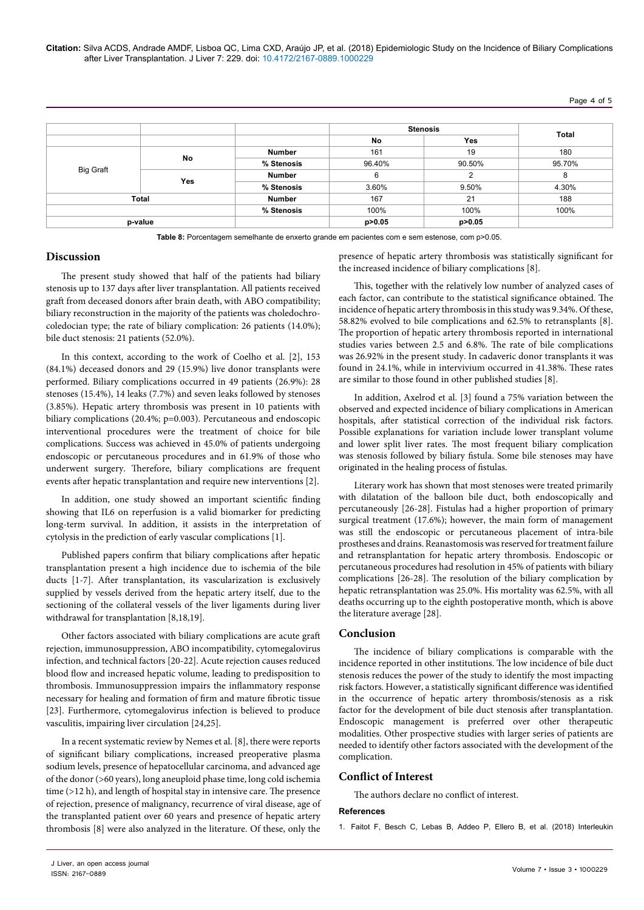|  |  |  | Stenosis |  | Total |
|---|---|---|---|---|---|
|  |  |  | No | Yes |  |
| Big Graft | No | Number | 161 | 19 | 180 |
|  |  | % Stenosis | 96.40% | 90.50% | 95.70% |
|  | Yes | Number | 6 | 2 | 8 |
|  |  | % Stenosis | 3.60% | 9.50% | 4.30% |
| Total |  | Number | 167 | 21 | 188 |
|  |  | % Stenosis | 100% | 100% | 100% |
| p-value |  |  | p>0.05 | p>0.05 |  |

**Table 8:** Porcentagem semelhante de enxerto grande em pacientes com e sem estenose, com p>0.05.

## Discussion

The present study showed that half of the patients had biliary stenosis up to 137 days after liver transplantation. All patients received graft from deceased donors after brain death, with ABO compatibility; biliary reconstruction in the majority of the patients was choledochrocoledocian type; the rate of biliary complication: 26 patients (14.0%); bile duct stenosis: 21 patients (52.0%).

In this context, according to the work of Coelho et al. [2], 153 (84.1%) deceased donors and 29 (15.9%) live donor transplants were performed. Biliary complications occurred in 49 patients (26.9%): 28 stenoses (15.4%), 14 leaks (7.7%) and seven leaks followed by stenoses (3.85%). Hepatic artery thrombosis was present in 10 patients with biliary complications (20.4%; p=0.003). Percutaneous and endoscopic interventional procedures were the treatment of choice for bile complications. Success was achieved in 45.0% of patients undergoing endoscopic or percutaneous procedures and in 61.9% of those who underwent surgery. Therefore, biliary complications are frequent events after hepatic transplantation and require new interventions [2].

In addition, one study showed an important scientific finding showing that IL6 on reperfusion is a valid biomarker for predicting long-term survival. In addition, it assists in the interpretation of cytolysis in the prediction of early vascular complications [1].

Published papers confirm that biliary complications after hepatic transplantation present a high incidence due to ischemia of the bile ducts [1-7]. After transplantation, its vascularization is exclusively supplied by vessels derived from the hepatic artery itself, due to the sectioning of the collateral vessels of the liver ligaments during liver withdrawal for transplantation [8,18,19].

Other factors associated with biliary complications are acute graft rejection, immunosuppression, ABO incompatibility, cytomegalovirus infection, and technical factors [20-22]. Acute rejection causes reduced blood flow and increased hepatic volume, leading to predisposition to thrombosis. Immunosuppression impairs the inflammatory response necessary for healing and formation of firm and mature fibrotic tissue [23]. Furthermore, cytomegalovirus infection is believed to produce vasculitis, impairing liver circulation [24,25].

In a recent systematic review by Nemes et al. [8], there were reports of significant biliary complications, increased preoperative plasma sodium levels, presence of hepatocellular carcinoma, and advanced age of the donor (>60 years), long aneuploid phase time, long cold ischemia time (>12 h), and length of hospital stay in intensive care. The presence of rejection, presence of malignancy, recurrence of viral disease, age of the transplanted patient over 60 years and presence of hepatic artery thrombosis [8] were also analyzed in the literature. Of these, only the presence of hepatic artery thrombosis was statistically significant for the increased incidence of biliary complications [8].

This, together with the relatively low number of analyzed cases of each factor, can contribute to the statistical significance obtained. The incidence of hepatic artery thrombosis in this study was 9.34%. Of these, 58.82% evolved to bile complications and 62.5% to retransplants [8]. The proportion of hepatic artery thrombosis reported in international studies varies between 2.5 and 6.8%. The rate of bile complications was 26.92% in the present study. In cadaveric donor transplants it was found in 24.1%, while in intervivium occurred in 41.38%. These rates are similar to those found in other published studies [8].

In addition, Axelrod et al. [3] found a 75% variation between the observed and expected incidence of biliary complications in American hospitals, after statistical correction of the individual risk factors. Possible explanations for variation include lower transplant volume and lower split liver rates. The most frequent biliary complication was stenosis followed by biliary fistula. Some bile stenoses may have originated in the healing process of fistulas.

Literary work has shown that most stenoses were treated primarily with dilatation of the balloon bile duct, both endoscopically and percutaneously [26-28]. Fistulas had a higher proportion of primary surgical treatment (17.6%); however, the main form of management was still the endoscopic or percutaneous placement of intra-bile prostheses and drains. Reanastomosis was reserved for treatment failure and retransplantation for hepatic artery thrombosis. Endoscopic or percutaneous procedures had resolution in 45% of patients with biliary complications [26-28]. The resolution of the biliary complication by hepatic retransplantation was 25.0%. His mortality was 62.5%, with all deaths occurring up to the eighth postoperative month, which is above the literature average [28].

## Conclusion

The incidence of biliary complications is comparable with the incidence reported in other institutions. The low incidence of bile duct stenosis reduces the power of the study to identify the most impacting risk factors. However, a statistically significant difference was identified in the occurrence of hepatic artery thrombosis/stenosis as a risk factor for the development of bile duct stenosis after transplantation. Endoscopic management is preferred over other therapeutic modalities. Other prospective studies with larger series of patients are needed to identify other factors associated with the development of the complication.

## Conflict of Interest

The authors declare no conflict of interest.

### References

1. Faitot F, Besch C, Lebas B, Addeo P, Ellero B, et al. (2018) Interleukin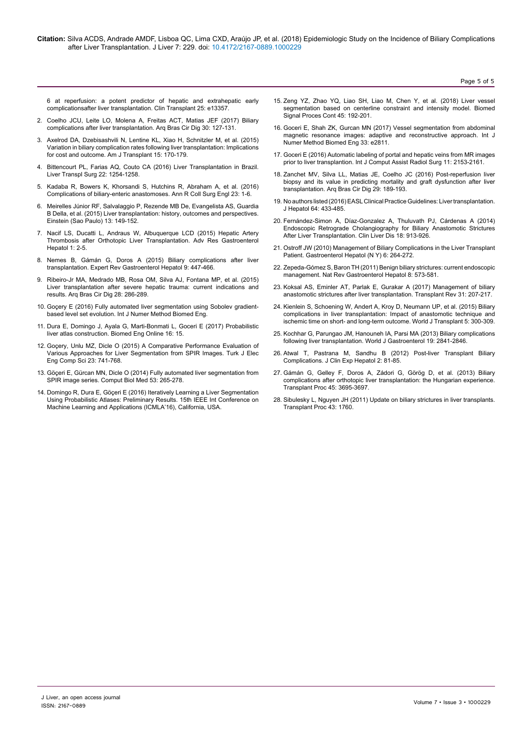6 at reperfusion: a potent predictor of hepatic and extrahepatic early complicationsafter liver transplantation. Clin Transplant 25: e13357.

2. Coelho JCU, Leite LO, Molena A, Freitas ACT, Matias JEF (2017) Biliary complications after liver transplantation. Arq Bras Cir Dig 30: 127-131.
3. Axelrod DA, Dzebisashvili N, Lentine KL, Xiao H, Schnitzler M, et al. (2015) Variation in biliary complication rates following liver transplantation: Implications for cost and outcome. Am J Transplant 15: 170-179.
4. Bittencourt PL, Farias AQ, Couto CA (2016) Liver Transplantation in Brazil. Liver Transpl Surg 22: 1254-1258.
5. Kadaba R, Bowers K, Khorsandi S, Hutchins R, Abraham A, et al. (2016) Complications of biliary-enteric anastomoses. Ann R Coll Surg Engl 23: 1-6.
6. Meirelles Júnior RF, Salvalaggio P, Rezende MB De, Evangelista AS, Guardia B Della, et al. (2015) Liver transplantation: history, outcomes and perspectives. Einstein (Sao Paulo) 13: 149-152.
7. Nacif LS, Ducatti L, Andraus W, Albuquerque LCD (2015) Hepatic Artery Thrombosis after Orthotopic Liver Transplantation. Adv Res Gastroenterol Hepatol 1: 2-5.
8. Nemes B, Gámán G, Doros A (2015) Biliary complications after liver transplantation. Expert Rev Gastroenterol Hepatol 9: 447-466.
9. Ribeiro-Jr MA, Medrado MB, Rosa OM, Silva AJ, Fontana MP, et al. (2015) Liver transplantation after severe hepatic trauma: current indications and results. Arq Bras Cir Dig 28: 286-289.
10. Goçery E (2016) Fully automated liver segmentation using Sobolev gradient-based level set evolution. Int J Numer Method Biomed Eng.
11. Dura E, Domingo J, Ayala G, Marti-Bonmati L, Goceri E (2017) Probabilistic liver atlas construction. Biomed Eng Online 16: 15.
12. Goçery, Unlu MZ, Dicle O (2015) A Comparative Performance Evaluation of Various Approaches for Liver Segmentation from SPIR Images. Turk J Elec Eng Comp Sci 23: 741-768.
13. Göçeri E, Gürcan MN, Dicle O (2014) Fully automated liver segmentation from SPIR image series. Comput Biol Med 53: 265-278.
14. Domingo R, Dura E, Göçeri E (2016) Iteratively Learning a Liver Segmentation Using Probabilistic Atlases: Preliminary Results. 15th IEEE Int Conference on Machine Learning and Applications (ICMLA'16), California, USA.
15. Zeng YZ, Zhao YQ, Liao SH, Liao M, Chen Y, et al. (2018) Liver vessel segmentation based on centerline constraint and intensity model. Biomed Signal Proces Cont 45: 192-201.
16. Goceri E, Shah ZK, Gurcan MN (2017) Vessel segmentation from abdominal magnetic resonance images: adaptive and reconstructive approach. Int J Numer Method Biomed Eng 33: e2811.
17. Goceri E (2016) Automatic labeling of portal and hepatic veins from MR images prior to liver transplantion. Int J Comput Assist Radiol Surg 11: 2153-2161.
18. Zanchet MV, Silva LL, Matias JE, Coelho JC (2016) Post-reperfusion liver biopsy and its value in predicting mortality and graft dysfunction after liver transplantation. Arq Bras Cir Dig 29: 189-193.
19. No authors listed (2016) EASL Clinical Practice Guidelines: Liver transplantation. J Hepatol 64: 433-485.
20. Fernández-Simon A, Díaz-Gonzalez A, Thuluvath PJ, Cárdenas A (2014) Endoscopic Retrograde Cholangiography for Biliary Anastomotic Strictures After Liver Transplantation. Clin Liver Dis 18: 913-926.
21. Ostroff JW (2010) Management of Biliary Complications in the Liver Transplant Patient. Gastroenterol Hepatol (N Y) 6: 264-272.
22. Zepeda-Gómez S, Baron TH (2011) Benign biliary strictures: current endoscopic management. Nat Rev Gastroenterol Hepatol 8: 573-581.
23. Koksal AS, Eminler AT, Parlak E, Gurakar A (2017) Management of biliary anastomotic strictures after liver transplantation. Transplant Rev 31: 207-217.
24. Kienlein S, Schoening W, Andert A, Kroy D, Neumann UP, et al. (2015) Biliary complications in liver transplantation: Impact of anastomotic technique and ischemic time on short- and long-term outcome. World J Transplant 5: 300-309.
25. Kochhar G, Parungao JM, Hanouneh IA, Parsi MA (2013) Biliary complications following liver transplantation. World J Gastroenterol 19: 2841-2846.
26. Atwal T, Pastrana M, Sandhu B (2012) Post-liver Transplant Biliary Complications. J Clin Exp Hepatol 2: 81-85.
27. Gámán G, Gelley F, Doros A, Zádori G, Görög D, et al. (2013) Biliary complications after orthotopic liver transplantation: the Hungarian experience. Transplant Proc 45: 3695-3697.
28. Sibulesky L, Nguyen JH (2011) Update on biliary strictures in liver transplants. Transplant Proc 43: 1760.